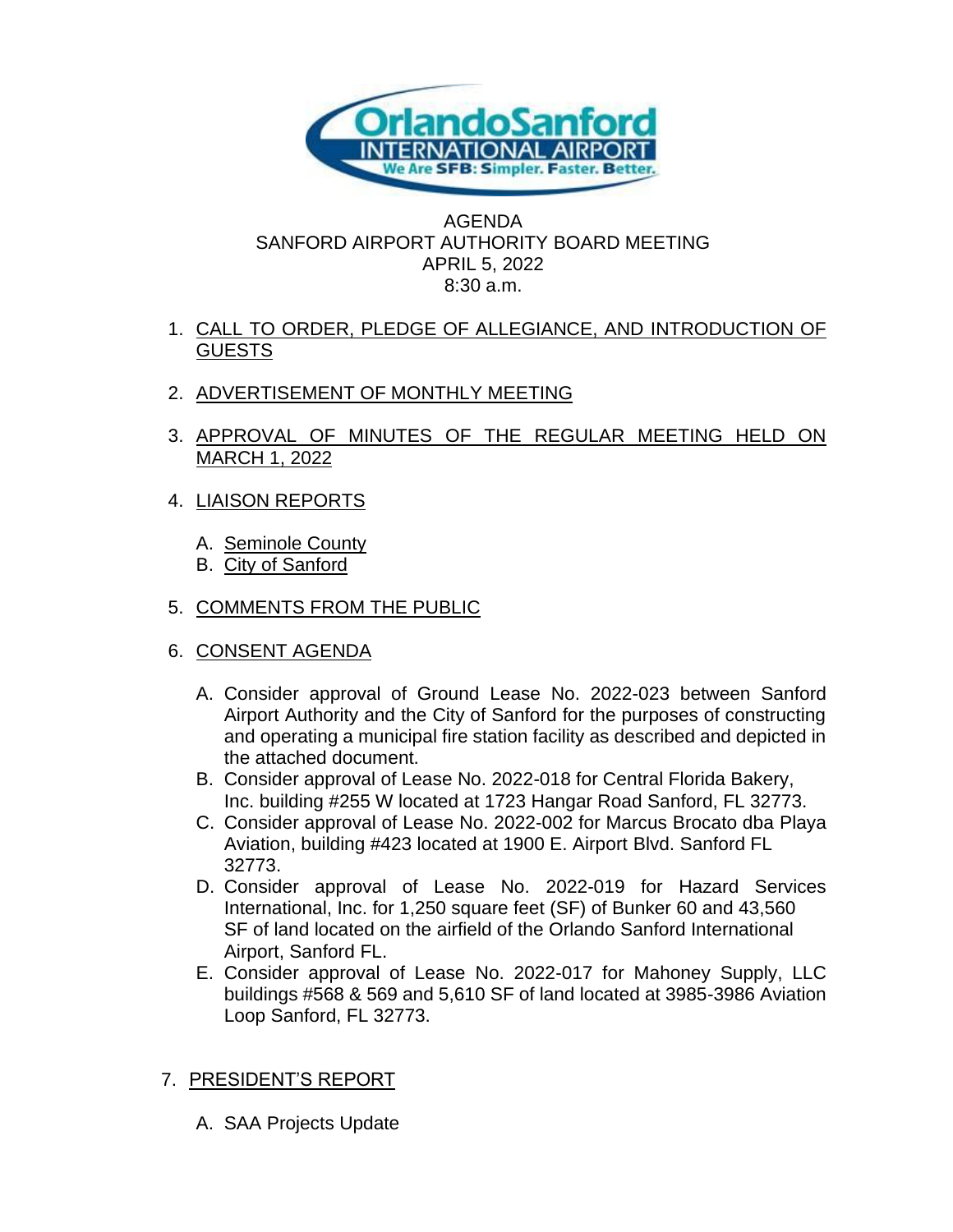# AGENDA
## SANFORD AIRPORT AUTHORITY BOARD MEETING
### APRIL 5, 2022
### 8:30 a.m.

1. CALL TO ORDER, PLEDGE OF ALLEGIANCE, AND INTRODUCTION OF GUESTS

2. ADVERTISEMENT OF MONTHLY MEETING

3. APPROVAL OF MINUTES OF THE REGULAR MEETING HELD ON MARCH 1, 2022

4. LIAISON REPORTS

   A. Seminole County
   B. City of Sanford

5. COMMENTS FROM THE PUBLIC

6. CONSENT AGENDA

   A. Consider approval of Ground Lease No. 2022-023 between Sanford Airport Authority and the City of Sanford for the purposes of constructing and operating a municipal fire station facility as described and depicted in the attached document.
   B. Consider approval of Lease No. 2022-018 for Central Florida Bakery, Inc. building #255 W located at 1723 Hangar Road Sanford, FL 32773.
   C. Consider approval of Lease No. 2022-002 for Marcus Brocato dba Playa Aviation, building #423 located at 1900 E. Airport Blvd. Sanford FL 32773.
   D. Consider approval of Lease No. 2022-019 for Hazard Services International, Inc. for 1,250 square feet (SF) of Bunker 60 and 43,560 SF of land located on the airfield of the Orlando Sanford International Airport, Sanford FL.
   E. Consider approval of Lease No. 2022-017 for Mahoney Supply, LLC buildings #568 & 569 and 5,610 SF of land located at 3985-3986 Aviation Loop Sanford, FL 32773.

7. PRESIDENT'S REPORT

   A. SAA Projects Update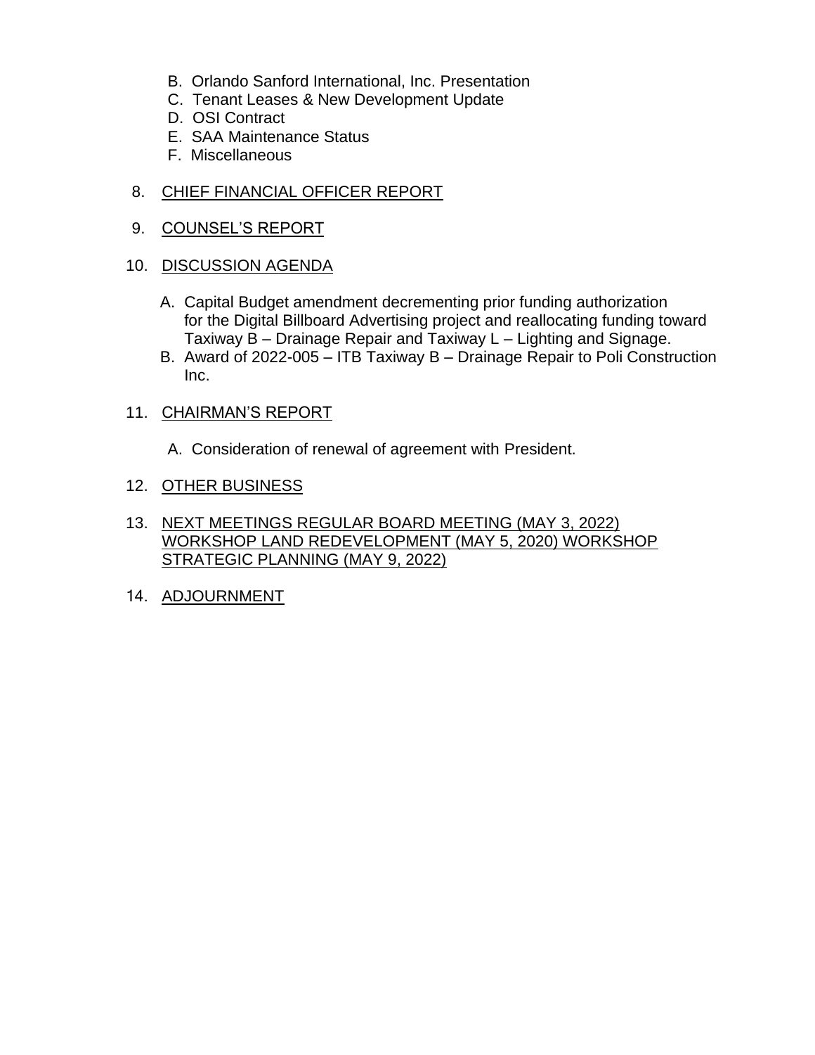B. Orlando Sanford International, Inc. Presentation
C. Tenant Leases & New Development Update
D. OSI Contract
E. SAA Maintenance Status
F. Miscellaneous

8. <u>CHIEF FINANCIAL OFFICER REPORT</u>

9. <u>COUNSEL'S REPORT</u>

10. <u>DISCUSSION AGENDA</u>

    A. Capital Budget amendment decrementing prior funding authorization for the Digital Billboard Advertising project and reallocating funding toward Taxiway B – Drainage Repair and Taxiway L – Lighting and Signage.
    B. Award of 2022-005 – ITB Taxiway B – Drainage Repair to Poli Construction Inc.

11. <u>CHAIRMAN'S REPORT</u>

    A. Consideration of renewal of agreement with President.

12. <u>OTHER BUSINESS</u>

13. <u>NEXT MEETINGS REGULAR BOARD MEETING (MAY 3, 2022) WORKSHOP LAND REDEVELOPMENT (MAY 5, 2020) WORKSHOP STRATEGIC PLANNING (MAY 9, 2022)</u>

14. <u>ADJOURNMENT</u>